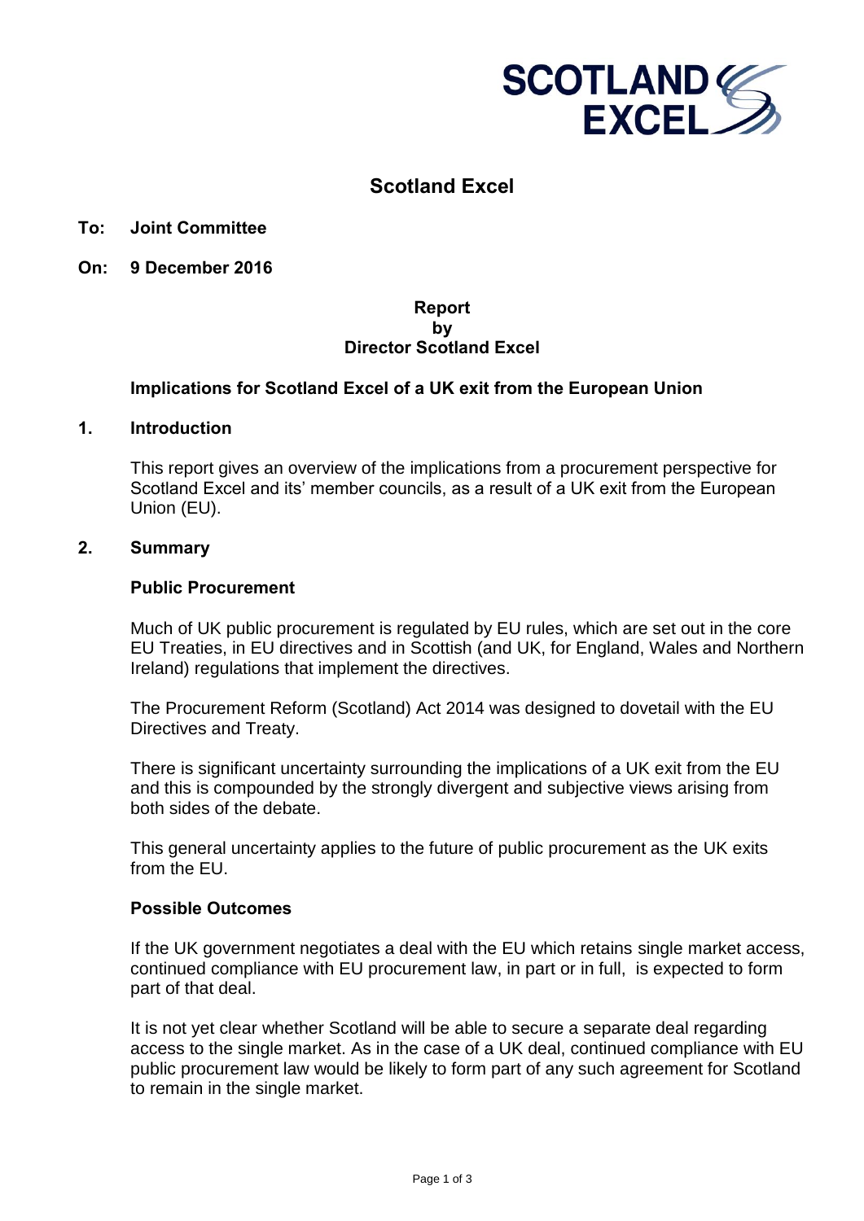# Scotland Excel

**To: Joint Committee**

**On: 9 December 2016**

**Report**
**by**
**Director Scotland Excel**

## Implications for Scotland Excel of a UK exit from the European Union

### 1. Introduction

This report gives an overview of the implications from a procurement perspective for Scotland Excel and its' member councils, as a result of a UK exit from the European Union (EU).

### 2. Summary

**Public Procurement**

Much of UK public procurement is regulated by EU rules, which are set out in the core EU Treaties, in EU directives and in Scottish (and UK, for England, Wales and Northern Ireland) regulations that implement the directives.

The Procurement Reform (Scotland) Act 2014 was designed to dovetail with the EU Directives and Treaty.

There is significant uncertainty surrounding the implications of a UK exit from the EU and this is compounded by the strongly divergent and subjective views arising from both sides of the debate.

This general uncertainty applies to the future of public procurement as the UK exits from the EU.

**Possible Outcomes**

If the UK government negotiates a deal with the EU which retains single market access, continued compliance with EU procurement law, in part or in full, is expected to form part of that deal.

It is not yet clear whether Scotland will be able to secure a separate deal regarding access to the single market. As in the case of a UK deal, continued compliance with EU public procurement law would be likely to form part of any such agreement for Scotland to remain in the single market.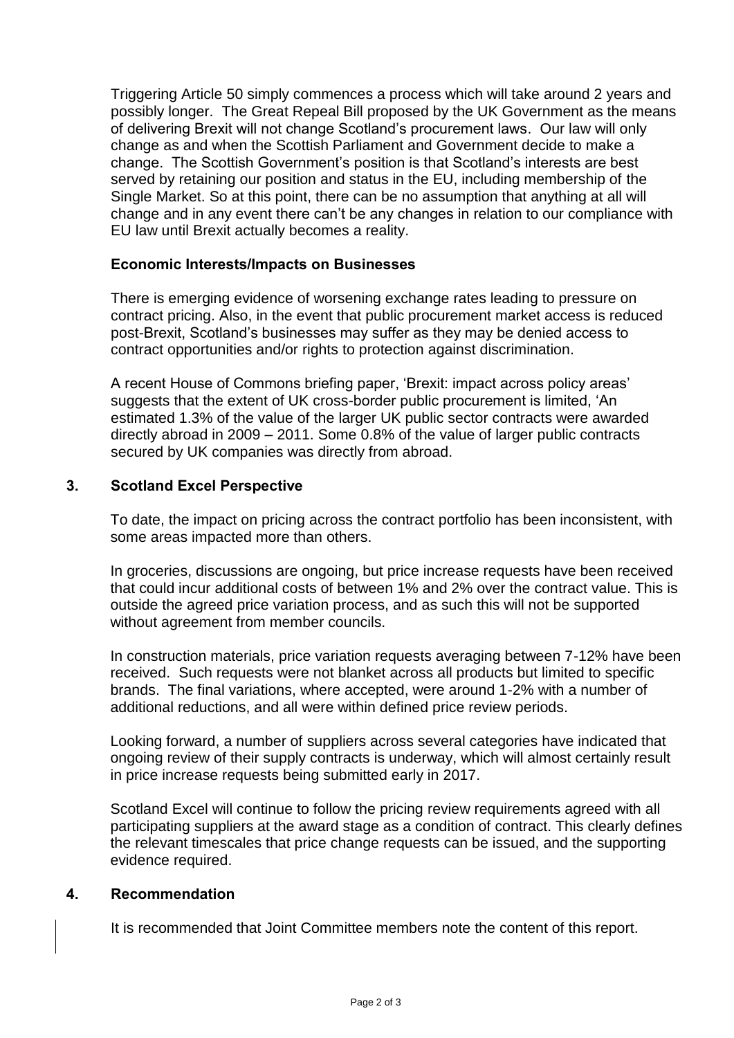Triggering Article 50 simply commences a process which will take around 2 years and possibly longer. The Great Repeal Bill proposed by the UK Government as the means of delivering Brexit will not change Scotland's procurement laws. Our law will only change as and when the Scottish Parliament and Government decide to make a change. The Scottish Government's position is that Scotland's interests are best served by retaining our position and status in the EU, including membership of the Single Market. So at this point, there can be no assumption that anything at all will change and in any event there can't be any changes in relation to our compliance with EU law until Brexit actually becomes a reality.

**Economic Interests/Impacts on Businesses**

There is emerging evidence of worsening exchange rates leading to pressure on contract pricing. Also, in the event that public procurement market access is reduced post-Brexit, Scotland's businesses may suffer as they may be denied access to contract opportunities and/or rights to protection against discrimination.

A recent House of Commons briefing paper, 'Brexit: impact across policy areas' suggests that the extent of UK cross-border public procurement is limited, 'An estimated 1.3% of the value of the larger UK public sector contracts were awarded directly abroad in 2009 – 2011. Some 0.8% of the value of larger public contracts secured by UK companies was directly from abroad.

## 3. Scotland Excel Perspective

To date, the impact on pricing across the contract portfolio has been inconsistent, with some areas impacted more than others.

In groceries, discussions are ongoing, but price increase requests have been received that could incur additional costs of between 1% and 2% over the contract value. This is outside the agreed price variation process, and as such this will not be supported without agreement from member councils.

In construction materials, price variation requests averaging between 7-12% have been received. Such requests were not blanket across all products but limited to specific brands. The final variations, where accepted, were around 1-2% with a number of additional reductions, and all were within defined price review periods.

Looking forward, a number of suppliers across several categories have indicated that ongoing review of their supply contracts is underway, which will almost certainly result in price increase requests being submitted early in 2017.

Scotland Excel will continue to follow the pricing review requirements agreed with all participating suppliers at the award stage as a condition of contract. This clearly defines the relevant timescales that price change requests can be issued, and the supporting evidence required.

## 4. Recommendation

It is recommended that Joint Committee members note the content of this report.